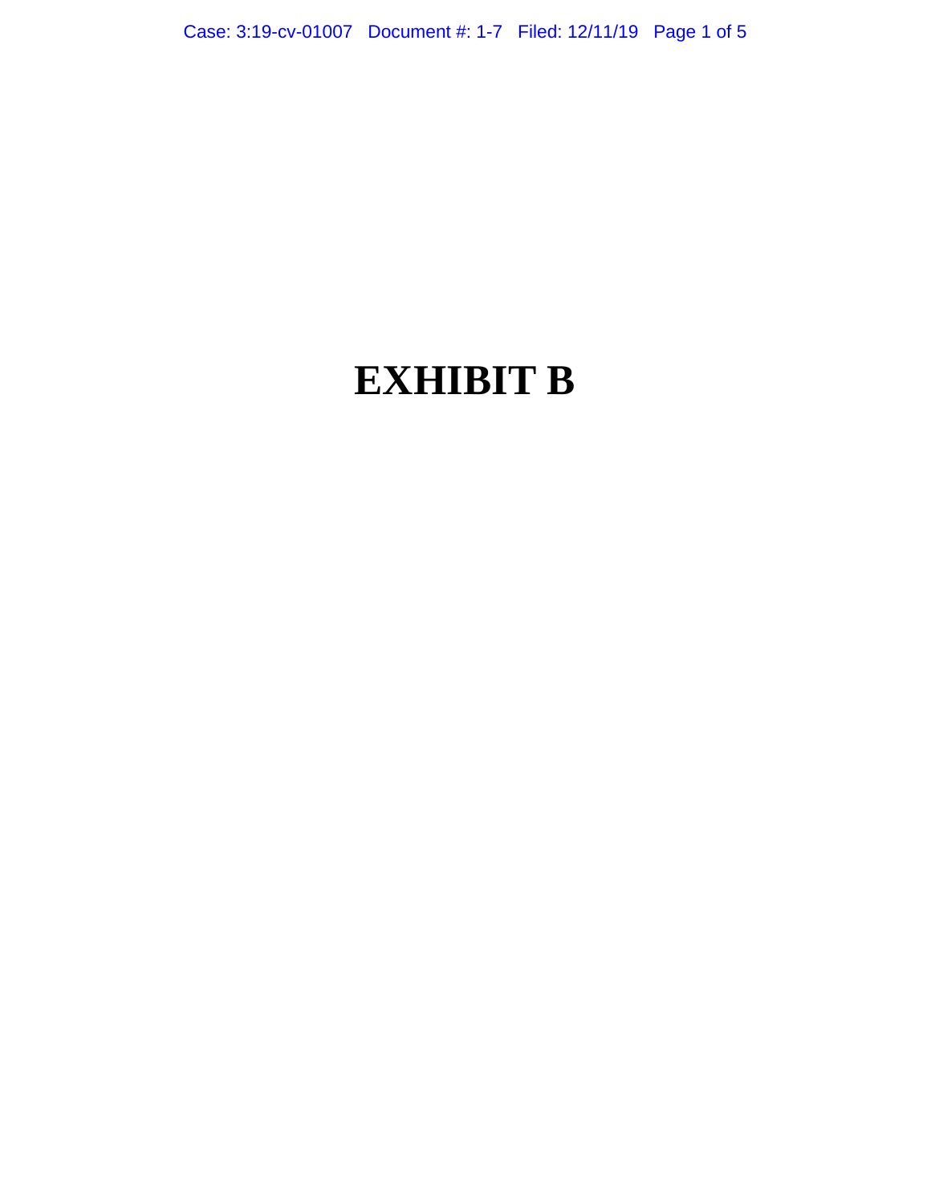# EXHIBIT B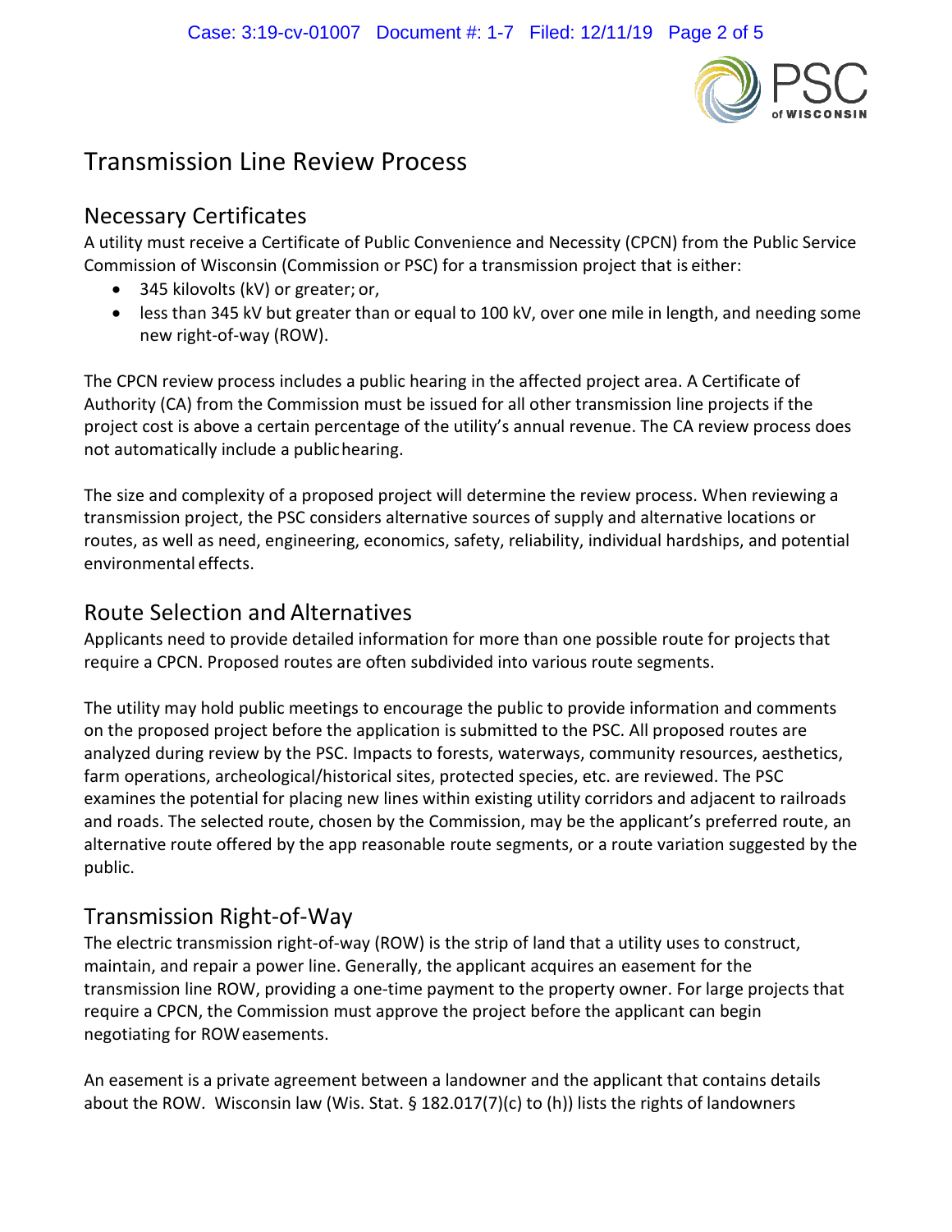# Transmission Line Review Process

## Necessary Certificates

A utility must receive a Certificate of Public Convenience and Necessity (CPCN) from the Public Service Commission of Wisconsin (Commission or PSC) for a transmission project that is either:

- 345 kilovolts (kV) or greater; or,
- less than 345 kV but greater than or equal to 100 kV, over one mile in length, and needing some new right-of-way (ROW).

The CPCN review process includes a public hearing in the affected project area. A Certificate of Authority (CA) from the Commission must be issued for all other transmission line projects if the project cost is above a certain percentage of the utility's annual revenue. The CA review process does not automatically include a public hearing.

The size and complexity of a proposed project will determine the review process. When reviewing a transmission project, the PSC considers alternative sources of supply and alternative locations or routes, as well as need, engineering, economics, safety, reliability, individual hardships, and potential environmental effects.

## Route Selection and Alternatives

Applicants need to provide detailed information for more than one possible route for projects that require a CPCN. Proposed routes are often subdivided into various route segments.

The utility may hold public meetings to encourage the public to provide information and comments on the proposed project before the application is submitted to the PSC. All proposed routes are analyzed during review by the PSC. Impacts to forests, waterways, community resources, aesthetics, farm operations, archeological/historical sites, protected species, etc. are reviewed. The PSC examines the potential for placing new lines within existing utility corridors and adjacent to railroads and roads. The selected route, chosen by the Commission, may be the applicant's preferred route, an alternative route offered by the app reasonable route segments, or a route variation suggested by the public.

## Transmission Right-of-Way

The electric transmission right-of-way (ROW) is the strip of land that a utility uses to construct, maintain, and repair a power line. Generally, the applicant acquires an easement for the transmission line ROW, providing a one-time payment to the property owner. For large projects that require a CPCN, the Commission must approve the project before the applicant can begin negotiating for ROW easements.

An easement is a private agreement between a landowner and the applicant that contains details about the ROW. Wisconsin law (Wis. Stat. § 182.017(7)(c) to (h)) lists the rights of landowners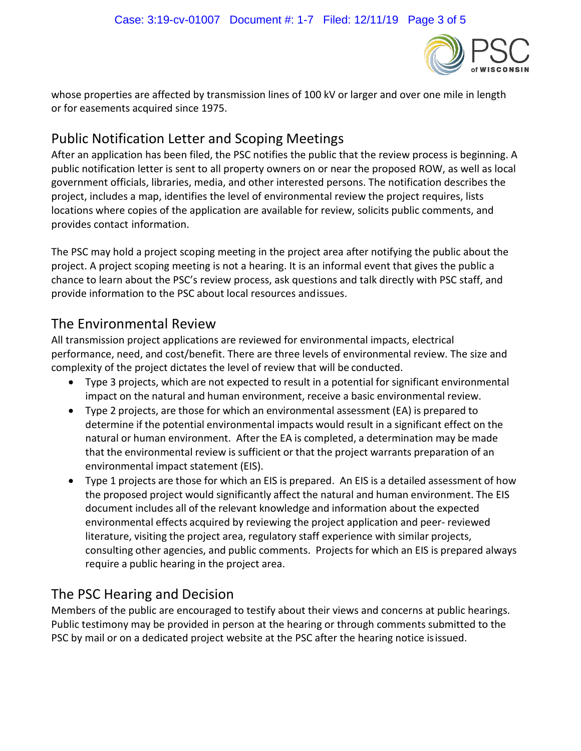whose properties are affected by transmission lines of 100 kV or larger and over one mile in length or for easements acquired since 1975.

## Public Notification Letter and Scoping Meetings

After an application has been filed, the PSC notifies the public that the review process is beginning. A public notification letter is sent to all property owners on or near the proposed ROW, as well as local government officials, libraries, media, and other interested persons. The notification describes the project, includes a map, identifies the level of environmental review the project requires, lists locations where copies of the application are available for review, solicits public comments, and provides contact information.

The PSC may hold a project scoping meeting in the project area after notifying the public about the project. A project scoping meeting is not a hearing. It is an informal event that gives the public a chance to learn about the PSC's review process, ask questions and talk directly with PSC staff, and provide information to the PSC about local resources and issues.

## The Environmental Review

All transmission project applications are reviewed for environmental impacts, electrical performance, need, and cost/benefit. There are three levels of environmental review. The size and complexity of the project dictates the level of review that will be conducted.

- Type 3 projects, which are not expected to result in a potential for significant environmental impact on the natural and human environment, receive a basic environmental review.
- Type 2 projects, are those for which an environmental assessment (EA) is prepared to determine if the potential environmental impacts would result in a significant effect on the natural or human environment. After the EA is completed, a determination may be made that the environmental review is sufficient or that the project warrants preparation of an environmental impact statement (EIS).
- Type 1 projects are those for which an EIS is prepared. An EIS is a detailed assessment of how the proposed project would significantly affect the natural and human environment. The EIS document includes all of the relevant knowledge and information about the expected environmental effects acquired by reviewing the project application and peer- reviewed literature, visiting the project area, regulatory staff experience with similar projects, consulting other agencies, and public comments. Projects for which an EIS is prepared always require a public hearing in the project area.

## The PSC Hearing and Decision

Members of the public are encouraged to testify about their views and concerns at public hearings. Public testimony may be provided in person at the hearing or through comments submitted to the PSC by mail or on a dedicated project website at the PSC after the hearing notice is issued.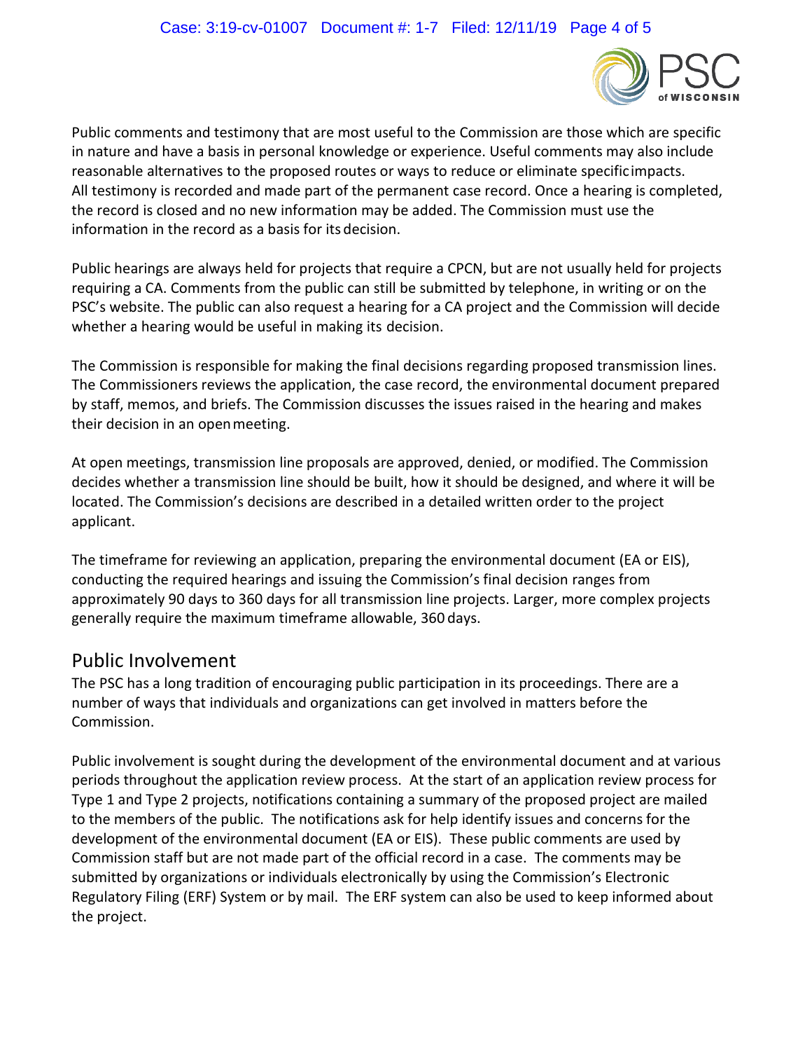Public comments and testimony that are most useful to the Commission are those which are specific in nature and have a basis in personal knowledge or experience. Useful comments may also include reasonable alternatives to the proposed routes or ways to reduce or eliminate specific impacts. All testimony is recorded and made part of the permanent case record. Once a hearing is completed, the record is closed and no new information may be added. The Commission must use the information in the record as a basis for its decision.

Public hearings are always held for projects that require a CPCN, but are not usually held for projects requiring a CA. Comments from the public can still be submitted by telephone, in writing or on the PSC's website. The public can also request a hearing for a CA project and the Commission will decide whether a hearing would be useful in making its decision.

The Commission is responsible for making the final decisions regarding proposed transmission lines. The Commissioners reviews the application, the case record, the environmental document prepared by staff, memos, and briefs. The Commission discusses the issues raised in the hearing and makes their decision in an open meeting.

At open meetings, transmission line proposals are approved, denied, or modified. The Commission decides whether a transmission line should be built, how it should be designed, and where it will be located. The Commission's decisions are described in a detailed written order to the project applicant.

The timeframe for reviewing an application, preparing the environmental document (EA or EIS), conducting the required hearings and issuing the Commission's final decision ranges from approximately 90 days to 360 days for all transmission line projects. Larger, more complex projects generally require the maximum timeframe allowable, 360 days.

## Public Involvement

The PSC has a long tradition of encouraging public participation in its proceedings. There are a number of ways that individuals and organizations can get involved in matters before the Commission.

Public involvement is sought during the development of the environmental document and at various periods throughout the application review process. At the start of an application review process for Type 1 and Type 2 projects, notifications containing a summary of the proposed project are mailed to the members of the public. The notifications ask for help identify issues and concerns for the development of the environmental document (EA or EIS). These public comments are used by Commission staff but are not made part of the official record in a case. The comments may be submitted by organizations or individuals electronically by using the Commission's Electronic Regulatory Filing (ERF) System or by mail. The ERF system can also be used to keep informed about the project.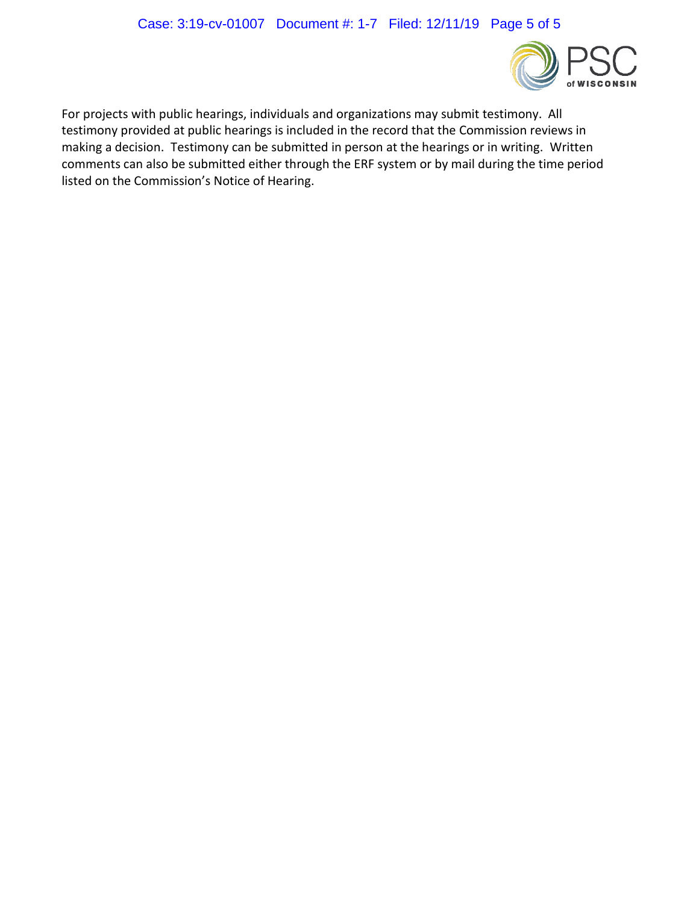For projects with public hearings, individuals and organizations may submit testimony. All testimony provided at public hearings is included in the record that the Commission reviews in making a decision. Testimony can be submitted in person at the hearings or in writing. Written comments can also be submitted either through the ERF system or by mail during the time period listed on the Commission's Notice of Hearing.